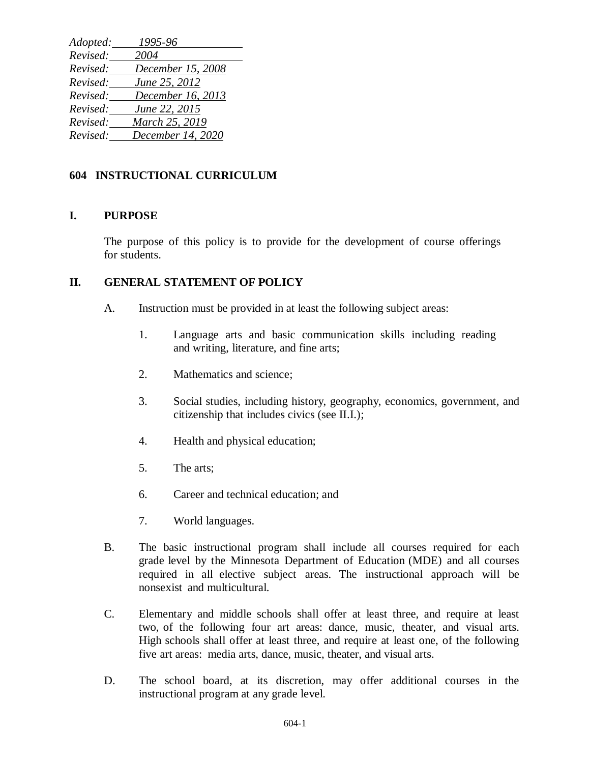*Adopted: 1995-96*
*Revised: 2004*
*Revised: December 15, 2008*
*Revised: June 25, 2012*
*Revised: December 16, 2013*
*Revised: June 22, 2015*
*Revised: March 25, 2019*
*Revised: December 14, 2020*

# 604 INSTRUCTIONAL CURRICULUM

## I. PURPOSE

The purpose of this policy is to provide for the development of course offerings for students.

## II. GENERAL STATEMENT OF POLICY

A. Instruction must be provided in at least the following subject areas:

1. Language arts and basic communication skills including reading and writing, literature, and fine arts;

2. Mathematics and science;

3. Social studies, including history, geography, economics, government, and citizenship that includes civics (see II.I.);

4. Health and physical education;

5. The arts;

6. Career and technical education; and

7. World languages.

B. The basic instructional program shall include all courses required for each grade level by the Minnesota Department of Education (MDE) and all courses required in all elective subject areas. The instructional approach will be nonsexist and multicultural.

C. Elementary and middle schools shall offer at least three, and require at least two, of the following four art areas: dance, music, theater, and visual arts. High schools shall offer at least three, and require at least one, of the following five art areas: media arts, dance, music, theater, and visual arts.

D. The school board, at its discretion, may offer additional courses in the instructional program at any grade level.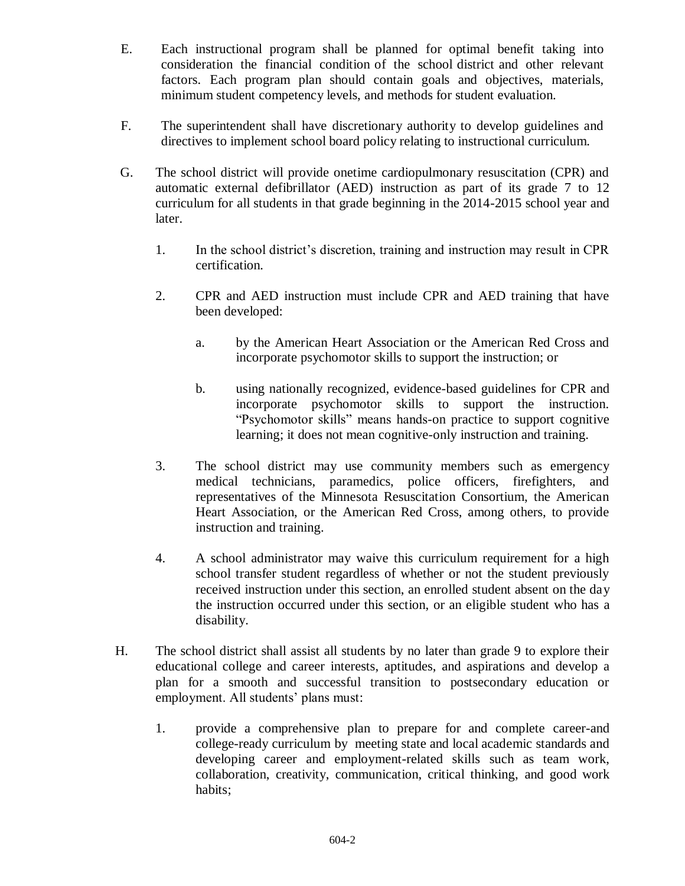E. Each instructional program shall be planned for optimal benefit taking into consideration the financial condition of the school district and other relevant factors. Each program plan should contain goals and objectives, materials, minimum student competency levels, and methods for student evaluation.

F. The superintendent shall have discretionary authority to develop guidelines and directives to implement school board policy relating to instructional curriculum.

G. The school district will provide onetime cardiopulmonary resuscitation (CPR) and automatic external defibrillator (AED) instruction as part of its grade 7 to 12 curriculum for all students in that grade beginning in the 2014-2015 school year and later.

   1. In the school district's discretion, training and instruction may result in CPR certification.

   2. CPR and AED instruction must include CPR and AED training that have been developed:

      a. by the American Heart Association or the American Red Cross and incorporate psychomotor skills to support the instruction; or

      b. using nationally recognized, evidence-based guidelines for CPR and incorporate psychomotor skills to support the instruction. "Psychomotor skills" means hands-on practice to support cognitive learning; it does not mean cognitive-only instruction and training.

   3. The school district may use community members such as emergency medical technicians, paramedics, police officers, firefighters, and representatives of the Minnesota Resuscitation Consortium, the American Heart Association, or the American Red Cross, among others, to provide instruction and training.

   4. A school administrator may waive this curriculum requirement for a high school transfer student regardless of whether or not the student previously received instruction under this section, an enrolled student absent on the day the instruction occurred under this section, or an eligible student who has a disability.

H. The school district shall assist all students by no later than grade 9 to explore their educational college and career interests, aptitudes, and aspirations and develop a plan for a smooth and successful transition to postsecondary education or employment. All students' plans must:

   1. provide a comprehensive plan to prepare for and complete career-and college-ready curriculum by meeting state and local academic standards and developing career and employment-related skills such as team work, collaboration, creativity, communication, critical thinking, and good work habits;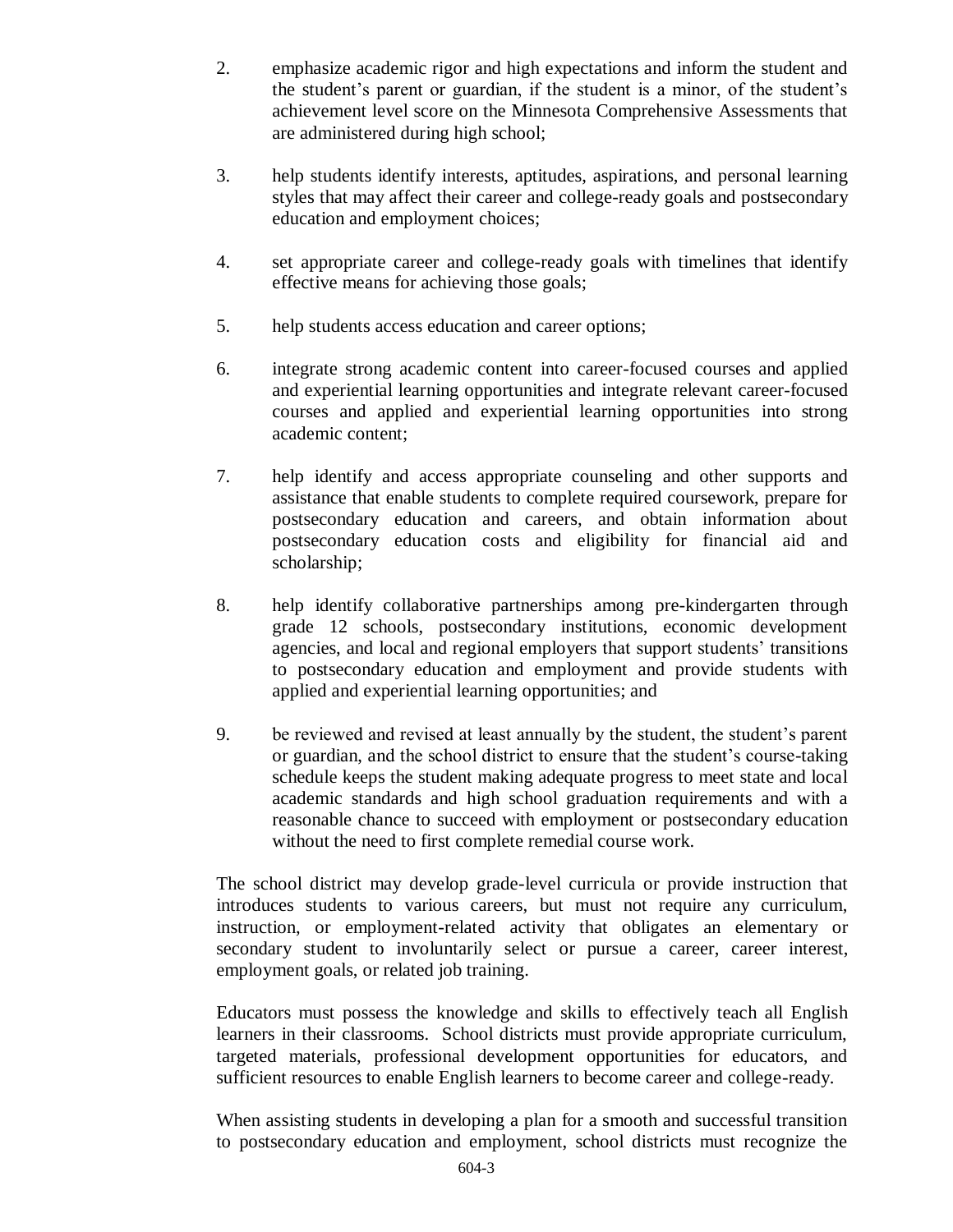2. emphasize academic rigor and high expectations and inform the student and the student's parent or guardian, if the student is a minor, of the student's achievement level score on the Minnesota Comprehensive Assessments that are administered during high school;

3. help students identify interests, aptitudes, aspirations, and personal learning styles that may affect their career and college-ready goals and postsecondary education and employment choices;

4. set appropriate career and college-ready goals with timelines that identify effective means for achieving those goals;

5. help students access education and career options;

6. integrate strong academic content into career-focused courses and applied and experiential learning opportunities and integrate relevant career-focused courses and applied and experiential learning opportunities into strong academic content;

7. help identify and access appropriate counseling and other supports and assistance that enable students to complete required coursework, prepare for postsecondary education and careers, and obtain information about postsecondary education costs and eligibility for financial aid and scholarship;

8. help identify collaborative partnerships among pre-kindergarten through grade 12 schools, postsecondary institutions, economic development agencies, and local and regional employers that support students' transitions to postsecondary education and employment and provide students with applied and experiential learning opportunities; and

9. be reviewed and revised at least annually by the student, the student's parent or guardian, and the school district to ensure that the student's course-taking schedule keeps the student making adequate progress to meet state and local academic standards and high school graduation requirements and with a reasonable chance to succeed with employment or postsecondary education without the need to first complete remedial course work.

The school district may develop grade-level curricula or provide instruction that introduces students to various careers, but must not require any curriculum, instruction, or employment-related activity that obligates an elementary or secondary student to involuntarily select or pursue a career, career interest, employment goals, or related job training.

Educators must possess the knowledge and skills to effectively teach all English learners in their classrooms. School districts must provide appropriate curriculum, targeted materials, professional development opportunities for educators, and sufficient resources to enable English learners to become career and college-ready.

When assisting students in developing a plan for a smooth and successful transition to postsecondary education and employment, school districts must recognize the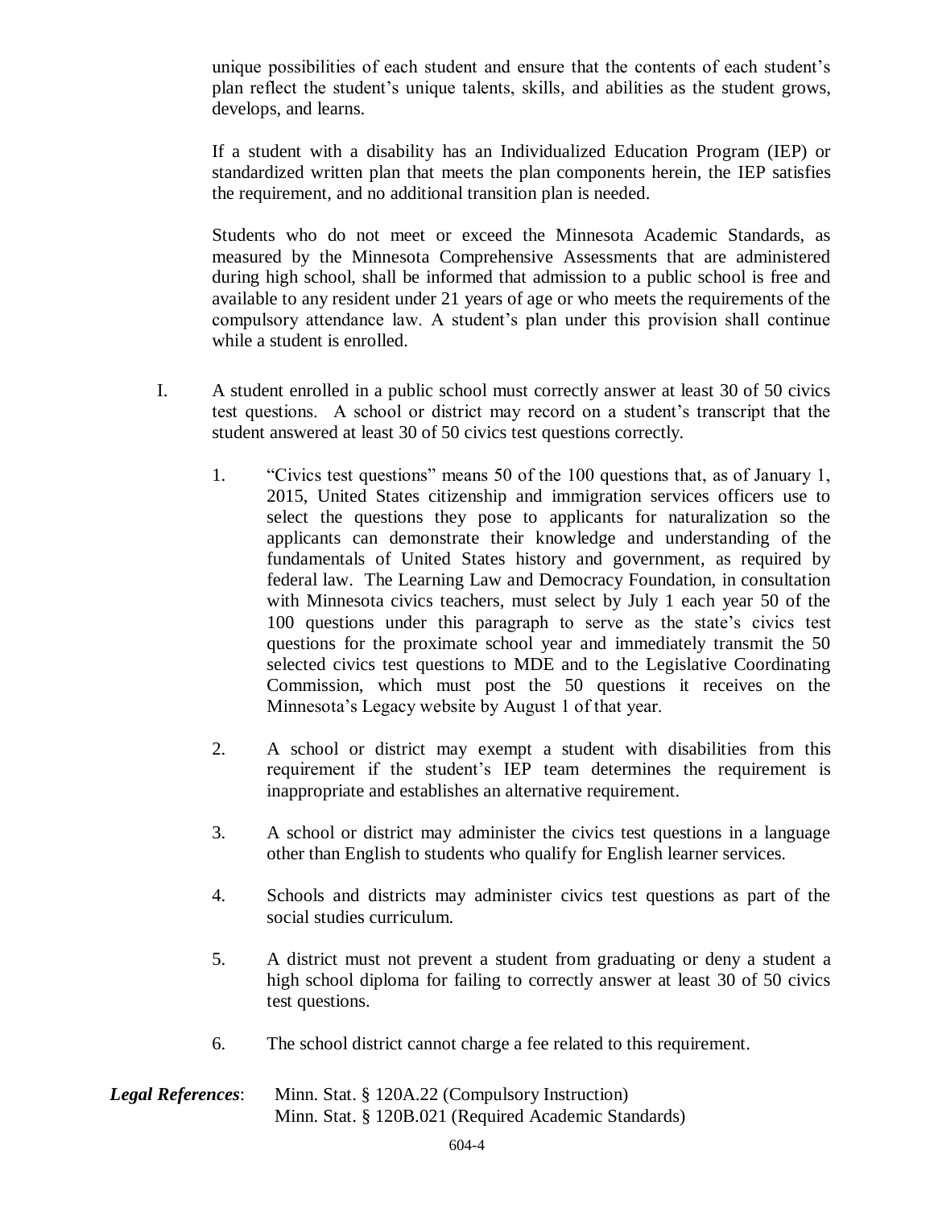unique possibilities of each student and ensure that the contents of each student's plan reflect the student's unique talents, skills, and abilities as the student grows, develops, and learns.

If a student with a disability has an Individualized Education Program (IEP) or standardized written plan that meets the plan components herein, the IEP satisfies the requirement, and no additional transition plan is needed.

Students who do not meet or exceed the Minnesota Academic Standards, as measured by the Minnesota Comprehensive Assessments that are administered during high school, shall be informed that admission to a public school is free and available to any resident under 21 years of age or who meets the requirements of the compulsory attendance law. A student's plan under this provision shall continue while a student is enrolled.

I. A student enrolled in a public school must correctly answer at least 30 of 50 civics test questions. A school or district may record on a student's transcript that the student answered at least 30 of 50 civics test questions correctly.

   1. "Civics test questions" means 50 of the 100 questions that, as of January 1, 2015, United States citizenship and immigration services officers use to select the questions they pose to applicants for naturalization so the applicants can demonstrate their knowledge and understanding of the fundamentals of United States history and government, as required by federal law. The Learning Law and Democracy Foundation, in consultation with Minnesota civics teachers, must select by July 1 each year 50 of the 100 questions under this paragraph to serve as the state's civics test questions for the proximate school year and immediately transmit the 50 selected civics test questions to MDE and to the Legislative Coordinating Commission, which must post the 50 questions it receives on the Minnesota's Legacy website by August 1 of that year.

   2. A school or district may exempt a student with disabilities from this requirement if the student's IEP team determines the requirement is inappropriate and establishes an alternative requirement.

   3. A school or district may administer the civics test questions in a language other than English to students who qualify for English learner services.

   4. Schools and districts may administer civics test questions as part of the social studies curriculum.

   5. A district must not prevent a student from graduating or deny a student a high school diploma for failing to correctly answer at least 30 of 50 civics test questions.

   6. The school district cannot charge a fee related to this requirement.

***Legal References***: Minn. Stat. § 120A.22 (Compulsory Instruction)
Minn. Stat. § 120B.021 (Required Academic Standards)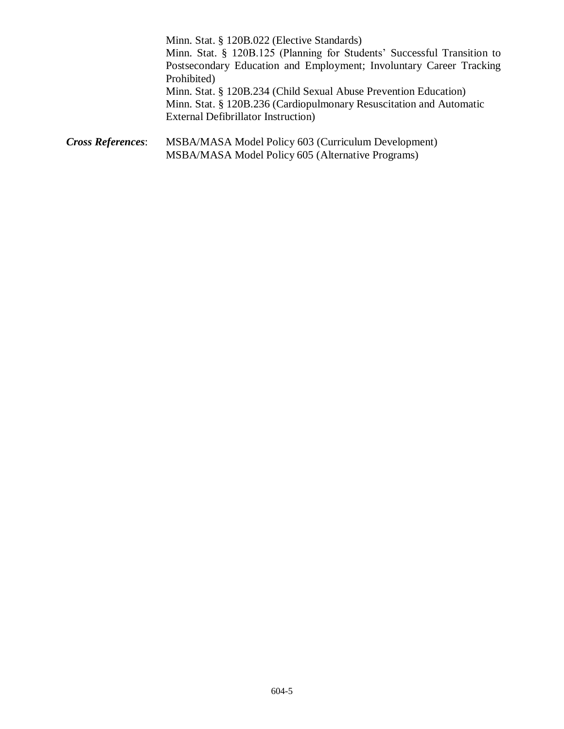Minn. Stat. § 120B.022 (Elective Standards)
Minn. Stat. § 120B.125 (Planning for Students' Successful Transition to Postsecondary Education and Employment; Involuntary Career Tracking Prohibited)
Minn. Stat. § 120B.234 (Child Sexual Abuse Prevention Education)
Minn. Stat. § 120B.236 (Cardiopulmonary Resuscitation and Automatic External Defibrillator Instruction)

***Cross References***: MSBA/MASA Model Policy 603 (Curriculum Development)
MSBA/MASA Model Policy 605 (Alternative Programs)